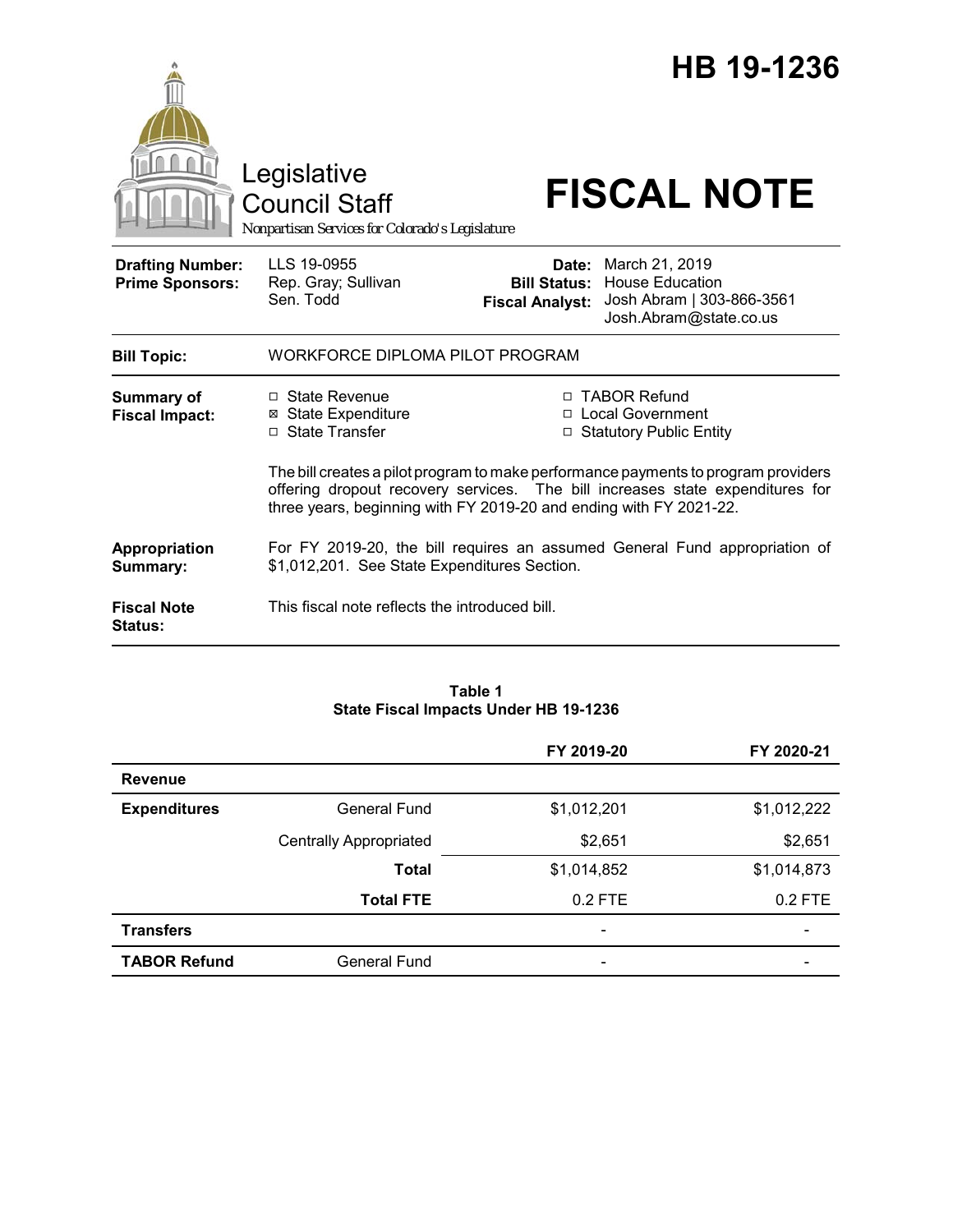# HB 19-1236

Legislative Council Staff

*Nonpartisan Services for Colorado's Legislature*

# FISCAL NOTE

| | | | |
|---|---|---|---|
| **Drafting Number:** | LLS 19-0955 | **Date:** | March 21, 2019 |
| **Prime Sponsors:** | Rep. Gray; Sullivan<br>Sen. Todd | **Bill Status:** | House Education |
| | | **Fiscal Analyst:** | Josh Abram \| 303-866-3561<br>Josh.Abram@state.co.us |

**Bill Topic:** WORKFORCE DIPLOMA PILOT PROGRAM

**Summary of Fiscal Impact:**

- ☐ State Revenue
- ☒ State Expenditure
- ☐ State Transfer
- ☐ TABOR Refund
- ☐ Local Government
- ☐ Statutory Public Entity

The bill creates a pilot program to make performance payments to program providers offering dropout recovery services. The bill increases state expenditures for three years, beginning with FY 2019-20 and ending with FY 2021-22.

**Appropriation Summary:** For FY 2019-20, the bill requires an assumed General Fund appropriation of $1,012,201. See State Expenditures Section.

**Fiscal Note Status:** This fiscal note reflects the introduced bill.

**Table 1**
**State Fiscal Impacts Under HB 19-1236**

| | | FY 2019-20 | FY 2020-21 |
|---|---|---|---|
| **Revenue** | | | |
| **Expenditures** | General Fund | $1,012,201 | $1,012,222 |
| | Centrally Appropriated | $2,651 | $2,651 |
| | **Total** | $1,014,852 | $1,014,873 |
| | **Total FTE** | 0.2 FTE | 0.2 FTE |
| **Transfers** | | - | - |
| **TABOR Refund** | General Fund | - | - |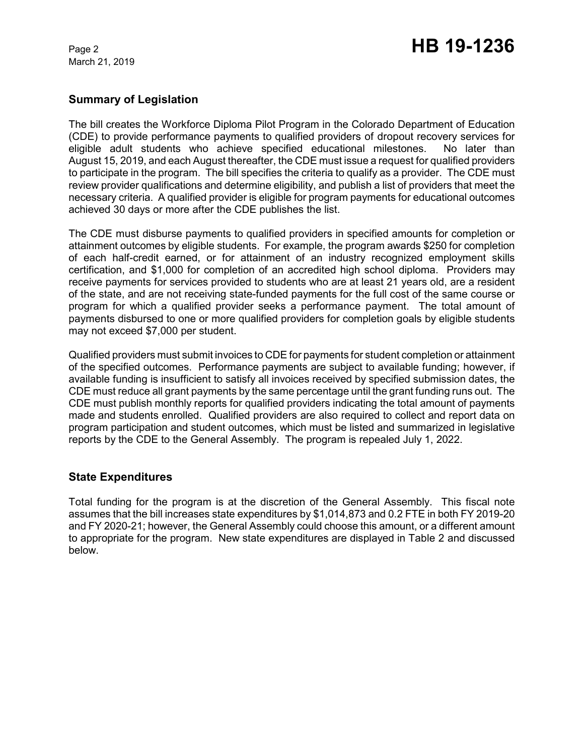## Summary of Legislation

The bill creates the Workforce Diploma Pilot Program in the Colorado Department of Education (CDE) to provide performance payments to qualified providers of dropout recovery services for eligible adult students who achieve specified educational milestones. No later than August 15, 2019, and each August thereafter, the CDE must issue a request for qualified providers to participate in the program. The bill specifies the criteria to qualify as a provider. The CDE must review provider qualifications and determine eligibility, and publish a list of providers that meet the necessary criteria. A qualified provider is eligible for program payments for educational outcomes achieved 30 days or more after the CDE publishes the list.

The CDE must disburse payments to qualified providers in specified amounts for completion or attainment outcomes by eligible students. For example, the program awards $250 for completion of each half-credit earned, or for attainment of an industry recognized employment skills certification, and $1,000 for completion of an accredited high school diploma. Providers may receive payments for services provided to students who are at least 21 years old, are a resident of the state, and are not receiving state-funded payments for the full cost of the same course or program for which a qualified provider seeks a performance payment. The total amount of payments disbursed to one or more qualified providers for completion goals by eligible students may not exceed $7,000 per student.

Qualified providers must submit invoices to CDE for payments for student completion or attainment of the specified outcomes. Performance payments are subject to available funding; however, if available funding is insufficient to satisfy all invoices received by specified submission dates, the CDE must reduce all grant payments by the same percentage until the grant funding runs out. The CDE must publish monthly reports for qualified providers indicating the total amount of payments made and students enrolled. Qualified providers are also required to collect and report data on program participation and student outcomes, which must be listed and summarized in legislative reports by the CDE to the General Assembly. The program is repealed July 1, 2022.

## State Expenditures

Total funding for the program is at the discretion of the General Assembly. This fiscal note assumes that the bill increases state expenditures by $1,014,873 and 0.2 FTE in both FY 2019-20 and FY 2020-21; however, the General Assembly could choose this amount, or a different amount to appropriate for the program. New state expenditures are displayed in Table 2 and discussed below.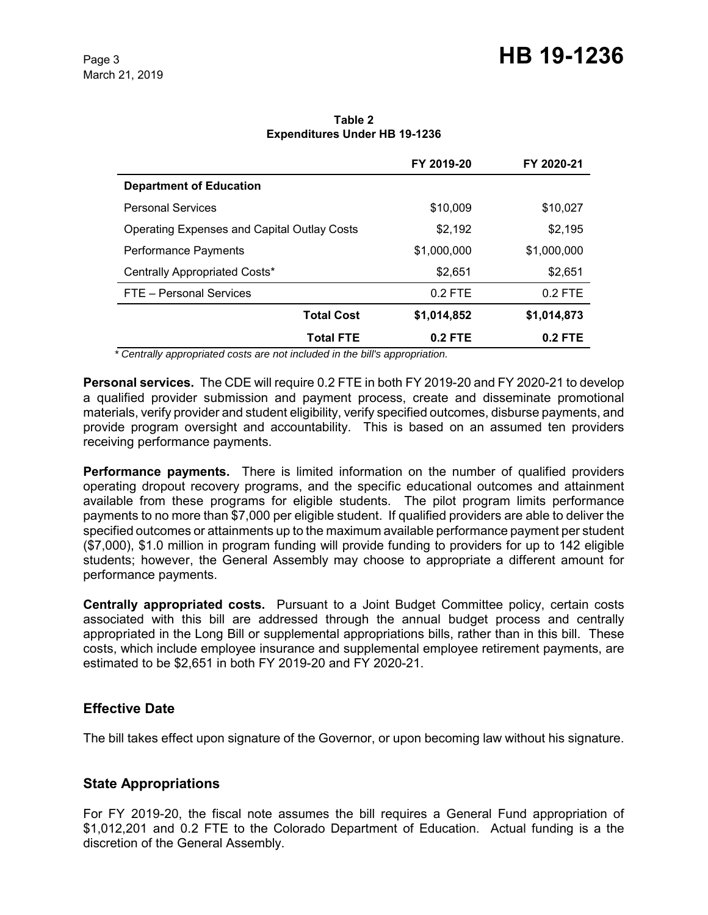**Table 2**
**Expenditures Under HB 19-1236**

| | FY 2019-20 | FY 2020-21 |
|---|---|---|
| **Department of Education** | | |
| Personal Services | $10,009 | $10,027 |
| Operating Expenses and Capital Outlay Costs | $2,192 | $2,195 |
| Performance Payments | $1,000,000 | $1,000,000 |
| Centrally Appropriated Costs* | $2,651 | $2,651 |
| FTE – Personal Services | 0.2 FTE | 0.2 FTE |
| **Total Cost** | **$1,014,852** | **$1,014,873** |
| **Total FTE** | **0.2 FTE** | **0.2 FTE** |

*\* Centrally appropriated costs are not included in the bill's appropriation.*

**Personal services.** The CDE will require 0.2 FTE in both FY 2019-20 and FY 2020-21 to develop a qualified provider submission and payment process, create and disseminate promotional materials, verify provider and student eligibility, verify specified outcomes, disburse payments, and provide program oversight and accountability. This is based on an assumed ten providers receiving performance payments.

**Performance payments.** There is limited information on the number of qualified providers operating dropout recovery programs, and the specific educational outcomes and attainment available from these programs for eligible students. The pilot program limits performance payments to no more than $7,000 per eligible student. If qualified providers are able to deliver the specified outcomes or attainments up to the maximum available performance payment per student ($7,000), $1.0 million in program funding will provide funding to providers for up to 142 eligible students; however, the General Assembly may choose to appropriate a different amount for performance payments.

**Centrally appropriated costs.** Pursuant to a Joint Budget Committee policy, certain costs associated with this bill are addressed through the annual budget process and centrally appropriated in the Long Bill or supplemental appropriations bills, rather than in this bill. These costs, which include employee insurance and supplemental employee retirement payments, are estimated to be $2,651 in both FY 2019-20 and FY 2020-21.

## Effective Date

The bill takes effect upon signature of the Governor, or upon becoming law without his signature.

## State Appropriations

For FY 2019-20, the fiscal note assumes the bill requires a General Fund appropriation of $1,012,201 and 0.2 FTE to the Colorado Department of Education. Actual funding is a the discretion of the General Assembly.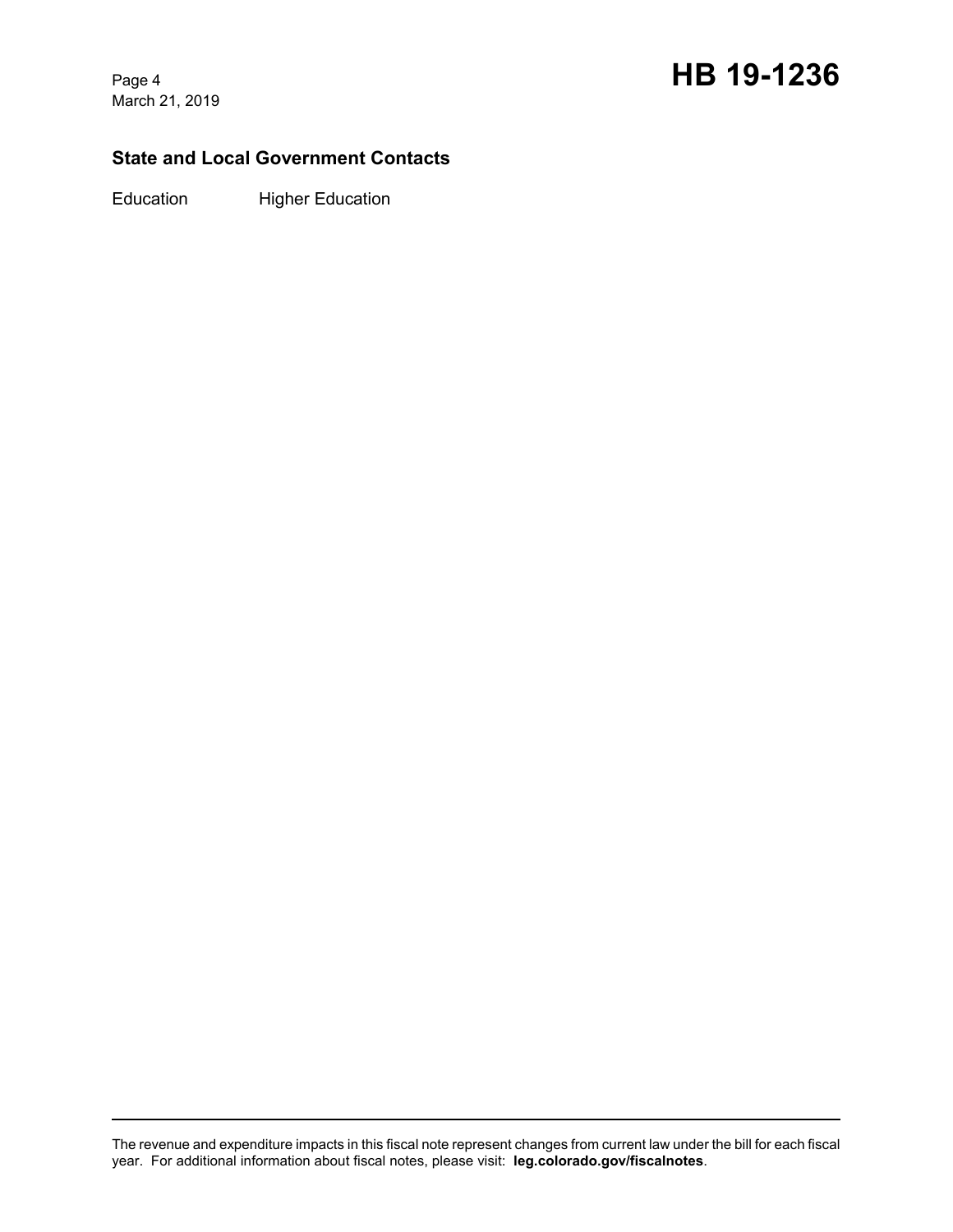## State and Local Government Contacts

| | |
|---|---|
| Education | Higher Education |

The revenue and expenditure impacts in this fiscal note represent changes from current law under the bill for each fiscal year. For additional information about fiscal notes, please visit: **leg.colorado.gov/fiscalnotes**.